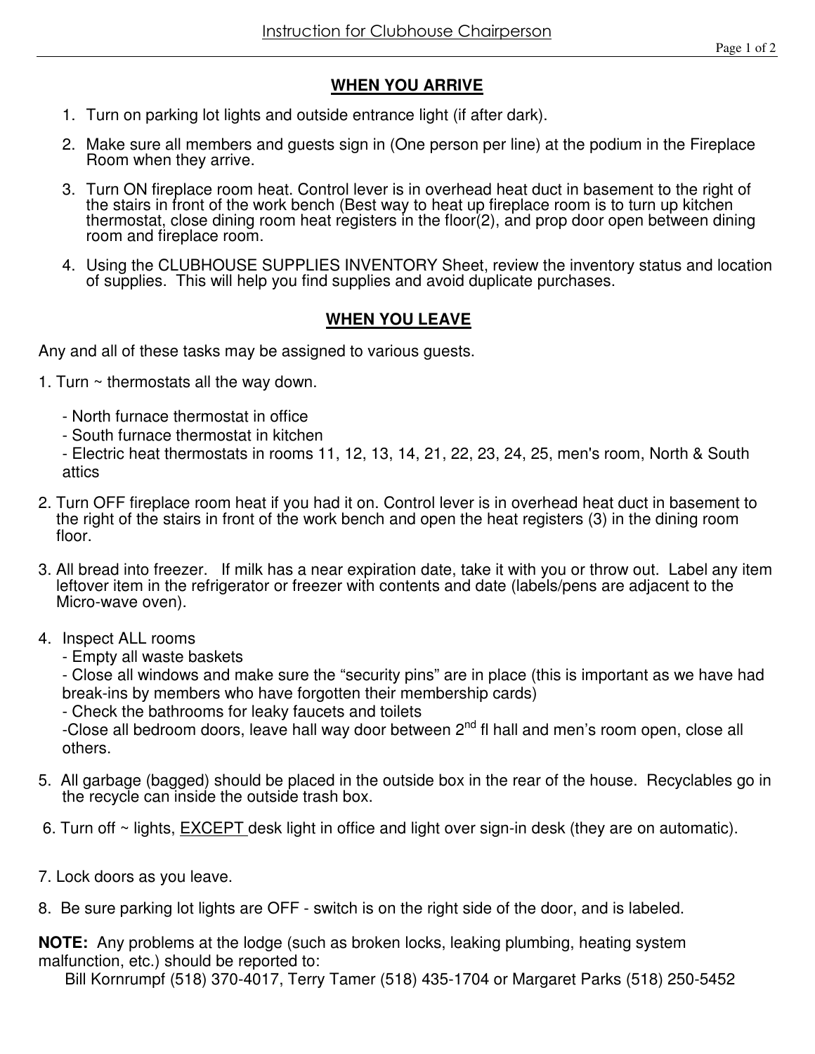# Instruction for Clubhouse Chairperson

## WHEN YOU ARRIVE

1. Turn on parking lot lights and outside entrance light (if after dark).
2. Make sure all members and guests sign in (One person per line) at the podium in the Fireplace Room when they arrive.
3. Turn ON fireplace room heat. Control lever is in overhead heat duct in basement to the right of the stairs in front of the work bench (Best way to heat up fireplace room is to turn up kitchen thermostat, close dining room heat registers in the floor(2), and prop door open between dining room and fireplace room.
4. Using the CLUBHOUSE SUPPLIES INVENTORY Sheet, review the inventory status and location of supplies. This will help you find supplies and avoid duplicate purchases.

## WHEN YOU LEAVE

Any and all of these tasks may be assigned to various guests.

1. Turn ~ thermostats all the way down.
   - North furnace thermostat in office
   - South furnace thermostat in kitchen
   - Electric heat thermostats in rooms 11, 12, 13, 14, 21, 22, 23, 24, 25, men's room, North & South attics
2. Turn OFF fireplace room heat if you had it on. Control lever is in overhead heat duct in basement to the right of the stairs in front of the work bench and open the heat registers (3) in the dining room floor.
3. All bread into freezer. If milk has a near expiration date, take it with you or throw out. Label any item leftover item in the refrigerator or freezer with contents and date (labels/pens are adjacent to the Micro-wave oven).
4. Inspect ALL rooms
   - Empty all waste baskets
   - Close all windows and make sure the "security pins" are in place (this is important as we have had break-ins by members who have forgotten their membership cards)
   - Check the bathrooms for leaky faucets and toilets
   - Close all bedroom doors, leave hall way door between 2nd fl hall and men's room open, close all others.
5. All garbage (bagged) should be placed in the outside box in the rear of the house. Recyclables go in the recycle can inside the outside trash box.
6. Turn off ~ lights, EXCEPT desk light in office and light over sign-in desk (they are on automatic).
7. Lock doors as you leave.
8. Be sure parking lot lights are OFF - switch is on the right side of the door, and is labeled.

**NOTE:** Any problems at the lodge (such as broken locks, leaking plumbing, heating system malfunction, etc.) should be reported to:
Bill Kornrumpf (518) 370-4017, Terry Tamer (518) 435-1704 or Margaret Parks (518) 250-5452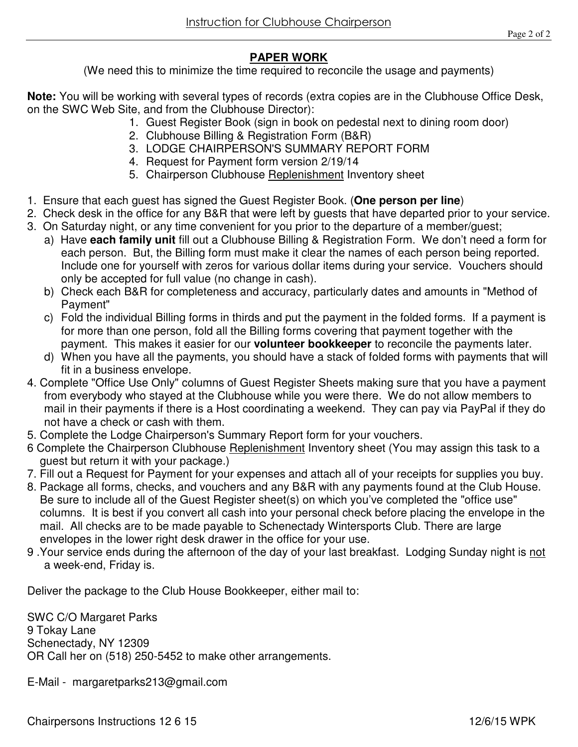## PAPER WORK

(We need this to minimize the time required to reconcile the usage and payments)

**Note:** You will be working with several types of records (extra copies are in the Clubhouse Office Desk, on the SWC Web Site, and from the Clubhouse Director):

1. Guest Register Book (sign in book on pedestal next to dining room door)
2. Clubhouse Billing & Registration Form (B&R)
3. LODGE CHAIRPERSON'S SUMMARY REPORT FORM
4. Request for Payment form version 2/19/14
5. Chairperson Clubhouse <u>Replenishment</u> Inventory sheet

1. Ensure that each guest has signed the Guest Register Book. (**One person per line**)
2. Check desk in the office for any B&R that were left by guests that have departed prior to your service.
3. On Saturday night, or any time convenient for you prior to the departure of a member/guest;
   a) Have **each family unit** fill out a Clubhouse Billing & Registration Form. We don't need a form for each person. But, the Billing form must make it clear the names of each person being reported. Include one for yourself with zeros for various dollar items during your service. Vouchers should only be accepted for full value (no change in cash).
   b) Check each B&R for completeness and accuracy, particularly dates and amounts in "Method of Payment"
   c) Fold the individual Billing forms in thirds and put the payment in the folded forms. If a payment is for more than one person, fold all the Billing forms covering that payment together with the payment. This makes it easier for our **volunteer bookkeeper** to reconcile the payments later.
   d) When you have all the payments, you should have a stack of folded forms with payments that will fit in a business envelope.
4. Complete "Office Use Only" columns of Guest Register Sheets making sure that you have a payment from everybody who stayed at the Clubhouse while you were there. We do not allow members to mail in their payments if there is a Host coordinating a weekend. They can pay via PayPal if they do not have a check or cash with them.
5. Complete the Lodge Chairperson's Summary Report form for your vouchers.
6. Complete the Chairperson Clubhouse <u>Replenishment</u> Inventory sheet (You may assign this task to a guest but return it with your package.)
7. Fill out a Request for Payment for your expenses and attach all of your receipts for supplies you buy.
8. Package all forms, checks, and vouchers and any B&R with any payments found at the Club House. Be sure to include all of the Guest Register sheet(s) on which you've completed the "office use" columns. It is best if you convert all cash into your personal check before placing the envelope in the mail. All checks are to be made payable to Schenectady Wintersports Club. There are large envelopes in the lower right desk drawer in the office for your use.
9. Your service ends during the afternoon of the day of your last breakfast. Lodging Sunday night is <u>not</u> a week-end, Friday is.

Deliver the package to the Club House Bookkeeper, either mail to:

SWC C/O Margaret Parks
9 Tokay Lane
Schenectady, NY 12309
OR Call her on (518) 250-5452 to make other arrangements.

E-Mail - margaretparks213@gmail.com